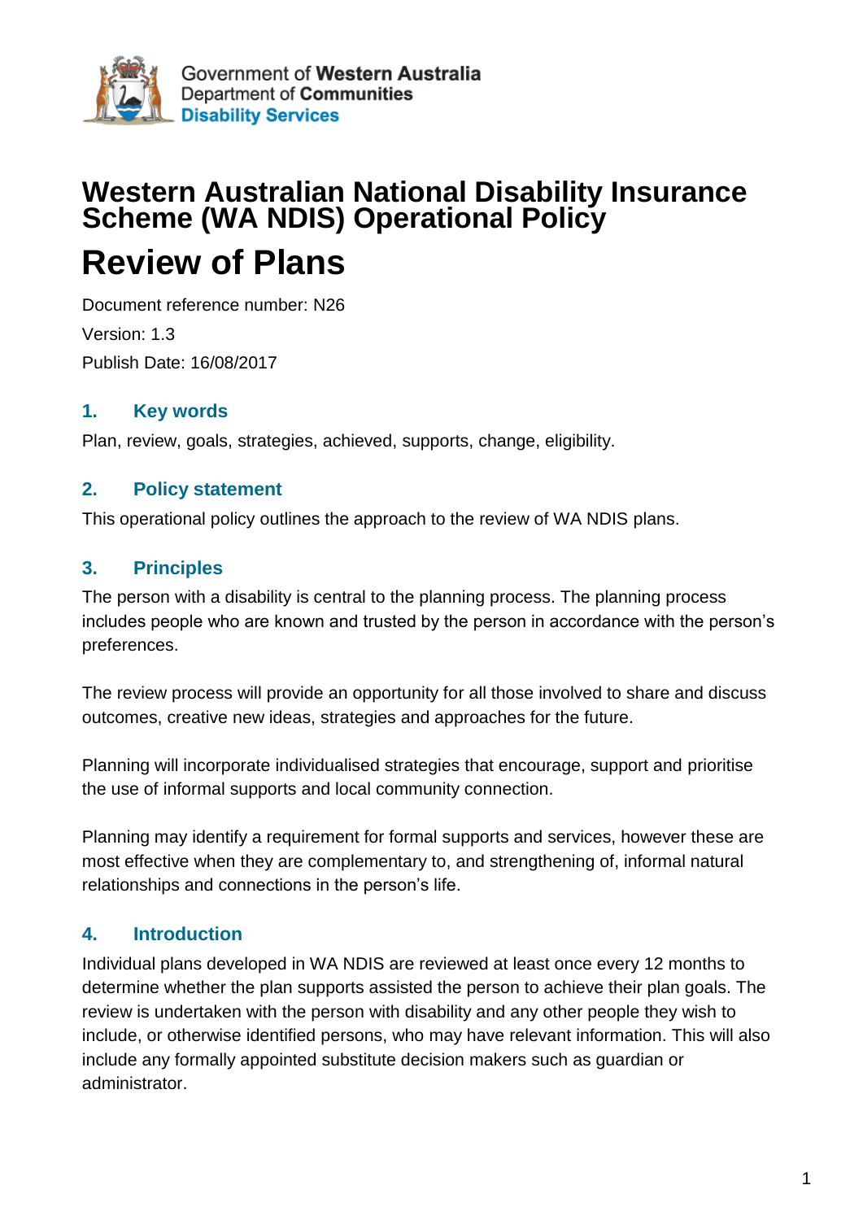Government of **Western Australia**
Department of **Communities**
**Disability Services**

# Western Australian National Disability Insurance Scheme (WA NDIS) Operational Policy

# Review of Plans

Document reference number: N26

Version: 1.3

Publish Date: 16/08/2017

## 1. Key words

Plan, review, goals, strategies, achieved, supports, change, eligibility.

## 2. Policy statement

This operational policy outlines the approach to the review of WA NDIS plans.

## 3. Principles

The person with a disability is central to the planning process. The planning process includes people who are known and trusted by the person in accordance with the person's preferences.

The review process will provide an opportunity for all those involved to share and discuss outcomes, creative new ideas, strategies and approaches for the future.

Planning will incorporate individualised strategies that encourage, support and prioritise the use of informal supports and local community connection.

Planning may identify a requirement for formal supports and services, however these are most effective when they are complementary to, and strengthening of, informal natural relationships and connections in the person's life.

## 4. Introduction

Individual plans developed in WA NDIS are reviewed at least once every 12 months to determine whether the plan supports assisted the person to achieve their plan goals. The review is undertaken with the person with disability and any other people they wish to include, or otherwise identified persons, who may have relevant information. This will also include any formally appointed substitute decision makers such as guardian or administrator.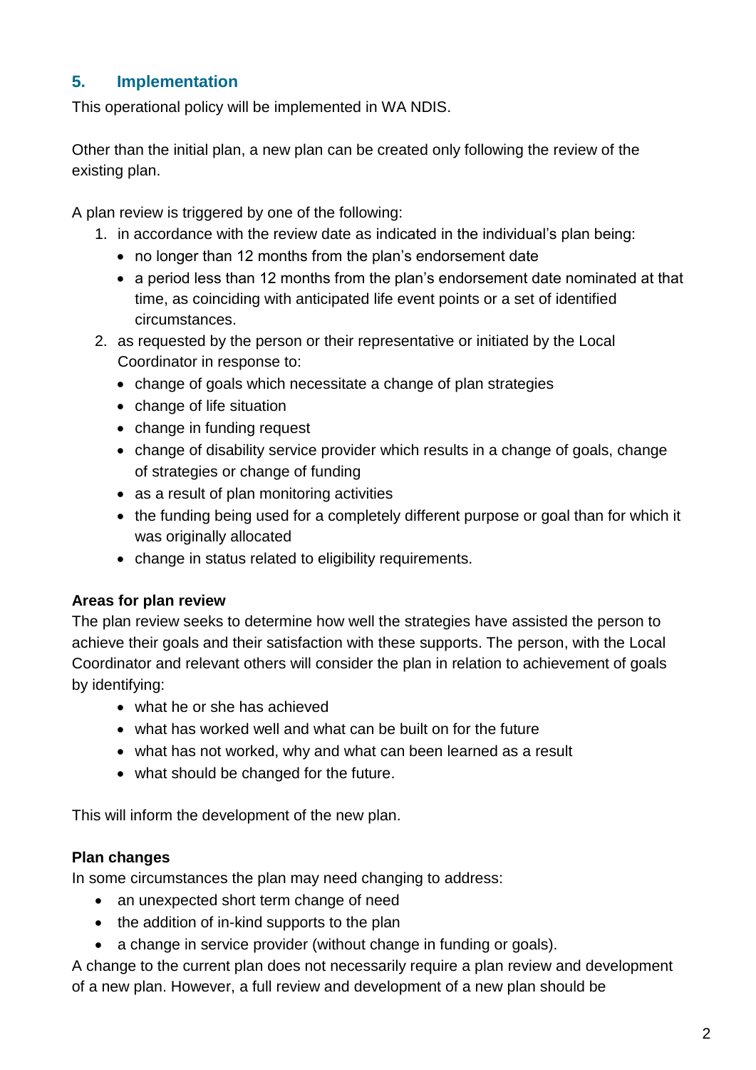## 5. Implementation

This operational policy will be implemented in WA NDIS.

Other than the initial plan, a new plan can be created only following the review of the existing plan.

A plan review is triggered by one of the following:

1. in accordance with the review date as indicated in the individual's plan being:
   - no longer than 12 months from the plan's endorsement date
   - a period less than 12 months from the plan's endorsement date nominated at that time, as coinciding with anticipated life event points or a set of identified circumstances.
2. as requested by the person or their representative or initiated by the Local Coordinator in response to:
   - change of goals which necessitate a change of plan strategies
   - change of life situation
   - change in funding request
   - change of disability service provider which results in a change of goals, change of strategies or change of funding
   - as a result of plan monitoring activities
   - the funding being used for a completely different purpose or goal than for which it was originally allocated
   - change in status related to eligibility requirements.

**Areas for plan review**

The plan review seeks to determine how well the strategies have assisted the person to achieve their goals and their satisfaction with these supports. The person, with the Local Coordinator and relevant others will consider the plan in relation to achievement of goals by identifying:

- what he or she has achieved
- what has worked well and what can be built on for the future
- what has not worked, why and what can been learned as a result
- what should be changed for the future.

This will inform the development of the new plan.

**Plan changes**

In some circumstances the plan may need changing to address:

- an unexpected short term change of need
- the addition of in-kind supports to the plan
- a change in service provider (without change in funding or goals).

A change to the current plan does not necessarily require a plan review and development of a new plan. However, a full review and development of a new plan should be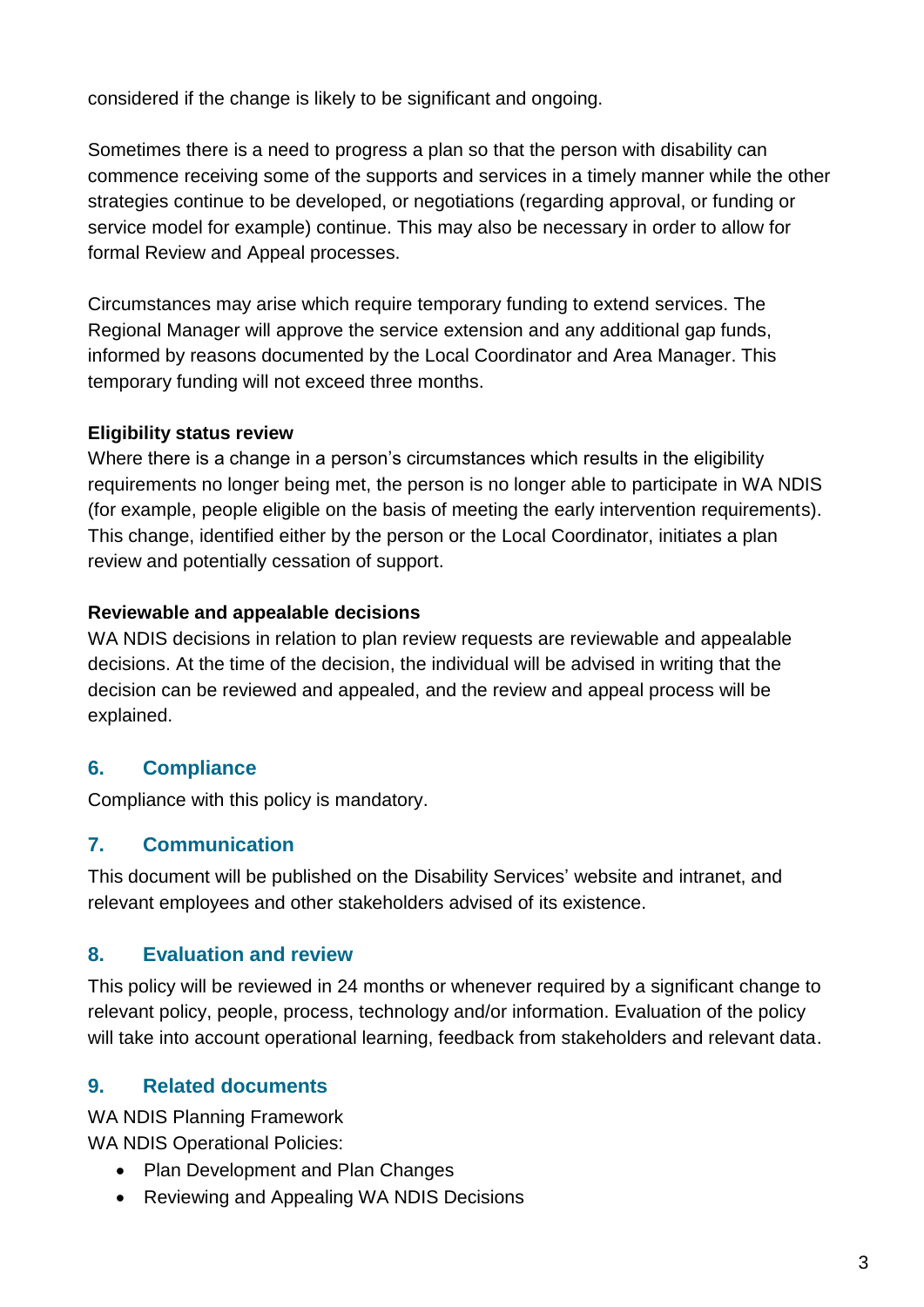considered if the change is likely to be significant and ongoing.

Sometimes there is a need to progress a plan so that the person with disability can commence receiving some of the supports and services in a timely manner while the other strategies continue to be developed, or negotiations (regarding approval, or funding or service model for example) continue. This may also be necessary in order to allow for formal Review and Appeal processes.

Circumstances may arise which require temporary funding to extend services. The Regional Manager will approve the service extension and any additional gap funds, informed by reasons documented by the Local Coordinator and Area Manager. This temporary funding will not exceed three months.

**Eligibility status review**

Where there is a change in a person's circumstances which results in the eligibility requirements no longer being met, the person is no longer able to participate in WA NDIS (for example, people eligible on the basis of meeting the early intervention requirements). This change, identified either by the person or the Local Coordinator, initiates a plan review and potentially cessation of support.

**Reviewable and appealable decisions**

WA NDIS decisions in relation to plan review requests are reviewable and appealable decisions. At the time of the decision, the individual will be advised in writing that the decision can be reviewed and appealed, and the review and appeal process will be explained.

## 6. Compliance

Compliance with this policy is mandatory.

## 7. Communication

This document will be published on the Disability Services' website and intranet, and relevant employees and other stakeholders advised of its existence.

## 8. Evaluation and review

This policy will be reviewed in 24 months or whenever required by a significant change to relevant policy, people, process, technology and/or information. Evaluation of the policy will take into account operational learning, feedback from stakeholders and relevant data.

## 9. Related documents

WA NDIS Planning Framework
WA NDIS Operational Policies:

- Plan Development and Plan Changes
- Reviewing and Appealing WA NDIS Decisions